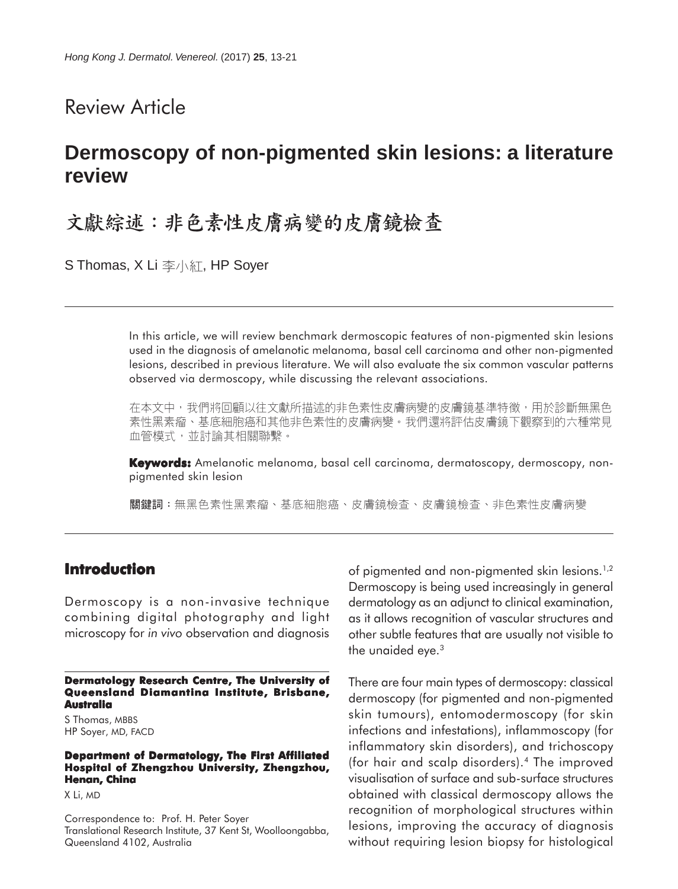Review Article

# Dermoscopy of non-pigmented skin lesions: a literature review

# 文獻綜述：非色素性皮膚病變的皮膚鏡檢查

S Thomas, X Li 李小紅, HP Soyer

In this article, we will review benchmark dermoscopic features of non-pigmented skin lesions used in the diagnosis of amelanotic melanoma, basal cell carcinoma and other non-pigmented lesions, described in previous literature. We will also evaluate the six common vascular patterns observed via dermoscopy, while discussing the relevant associations.

在本文中，我們將回顧以往文獻所描述的非色素性皮膚病變的皮膚鏡基準特徵，用於診斷無黑色素性黑素瘤、基底細胞癌和其他非色素性的皮膚病變。我們還將評估皮膚鏡下觀察到的六種常見血管模式，並討論其相關聯繫。

**Keywords:** Amelanotic melanoma, basal cell carcinoma, dermatoscopy, dermoscopy, non-pigmented skin lesion

**關鍵詞**：無黑色素性黑素瘤、基底細胞癌、皮膚鏡檢查、皮膚鏡檢查、非色素性皮膚病變

## Introduction

Dermoscopy is a non-invasive technique combining digital photography and light microscopy for *in vivo* observation and diagnosis of pigmented and non-pigmented skin lesions.[1,2] Dermoscopy is being used increasingly in general dermatology as an adjunct to clinical examination, as it allows recognition of vascular structures and other subtle features that are usually not visible to the unaided eye.[3]

There are four main types of dermoscopy: classical dermoscopy (for pigmented and non-pigmented skin tumours), entomodermoscopy (for skin infections and infestations), inflammoscopy (for inflammatory skin disorders), and trichoscopy (for hair and scalp disorders).[4] The improved visualisation of surface and sub-surface structures obtained with classical dermoscopy allows the recognition of morphological structures within lesions, improving the accuracy of diagnosis without requiring lesion biopsy for histological

**Dermatology Research Centre, The University of Queensland Diamantina Institute, Brisbane, Australia**

S Thomas, MBBS
HP Soyer, MD, FACD

**Department of Dermatology, The First Affiliated Hospital of Zhengzhou University, Zhengzhou, Henan, China**

X Li, MD

Correspondence to: Prof. H. Peter Soyer
Translational Research Institute, 37 Kent St, Woolloongabba, Queensland 4102, Australia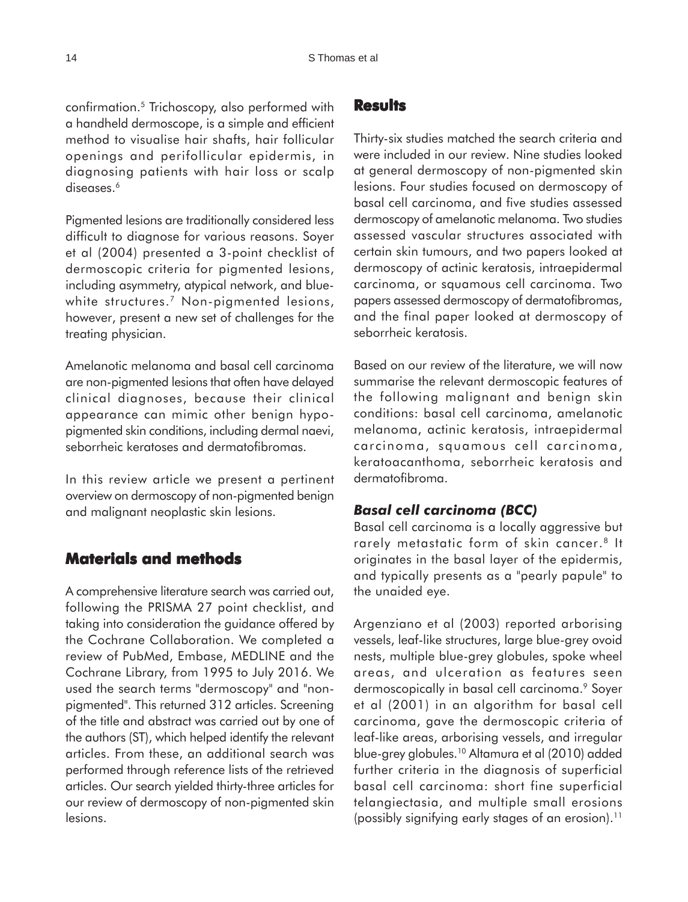confirmation.[5] Trichoscopy, also performed with a handheld dermoscope, is a simple and efficient method to visualise hair shafts, hair follicular openings and perifollicular epidermis, in diagnosing patients with hair loss or scalp diseases.[6]

Pigmented lesions are traditionally considered less difficult to diagnose for various reasons. Soyer et al (2004) presented a 3-point checklist of dermoscopic criteria for pigmented lesions, including asymmetry, atypical network, and blue-white structures.[7] Non-pigmented lesions, however, present a new set of challenges for the treating physician.

Amelanotic melanoma and basal cell carcinoma are non-pigmented lesions that often have delayed clinical diagnoses, because their clinical appearance can mimic other benign hypo-pigmented skin conditions, including dermal naevi, seborrheic keratoses and dermatofibromas.

In this review article we present a pertinent overview on dermoscopy of non-pigmented benign and malignant neoplastic skin lesions.

## Materials and methods

A comprehensive literature search was carried out, following the PRISMA 27 point checklist, and taking into consideration the guidance offered by the Cochrane Collaboration. We completed a review of PubMed, Embase, MEDLINE and the Cochrane Library, from 1995 to July 2016. We used the search terms "dermoscopy" and "non-pigmented". This returned 312 articles. Screening of the title and abstract was carried out by one of the authors (ST), which helped identify the relevant articles. From these, an additional search was performed through reference lists of the retrieved articles. Our search yielded thirty-three articles for our review of dermoscopy of non-pigmented skin lesions.

## Results

Thirty-six studies matched the search criteria and were included in our review. Nine studies looked at general dermoscopy of non-pigmented skin lesions. Four studies focused on dermoscopy of basal cell carcinoma, and five studies assessed dermoscopy of amelanotic melanoma. Two studies assessed vascular structures associated with certain skin tumours, and two papers looked at dermoscopy of actinic keratosis, intraepidermal carcinoma, or squamous cell carcinoma. Two papers assessed dermoscopy of dermatofibromas, and the final paper looked at dermoscopy of seborrheic keratosis.

Based on our review of the literature, we will now summarise the relevant dermoscopic features of the following malignant and benign skin conditions: basal cell carcinoma, amelanotic melanoma, actinic keratosis, intraepidermal carcinoma, squamous cell carcinoma, keratoacanthoma, seborrheic keratosis and dermatofibroma.

### *Basal cell carcinoma (BCC)*

Basal cell carcinoma is a locally aggressive but rarely metastatic form of skin cancer.[8] It originates in the basal layer of the epidermis, and typically presents as a "pearly papule" to the unaided eye.

Argenziano et al (2003) reported arborising vessels, leaf-like structures, large blue-grey ovoid nests, multiple blue-grey globules, spoke wheel areas, and ulceration as features seen dermoscopically in basal cell carcinoma.[9] Soyer et al (2001) in an algorithm for basal cell carcinoma, gave the dermoscopic criteria of leaf-like areas, arborising vessels, and irregular blue-grey globules.[10] Altamura et al (2010) added further criteria in the diagnosis of superficial basal cell carcinoma: short fine superficial telangiectasia, and multiple small erosions (possibly signifying early stages of an erosion).[11]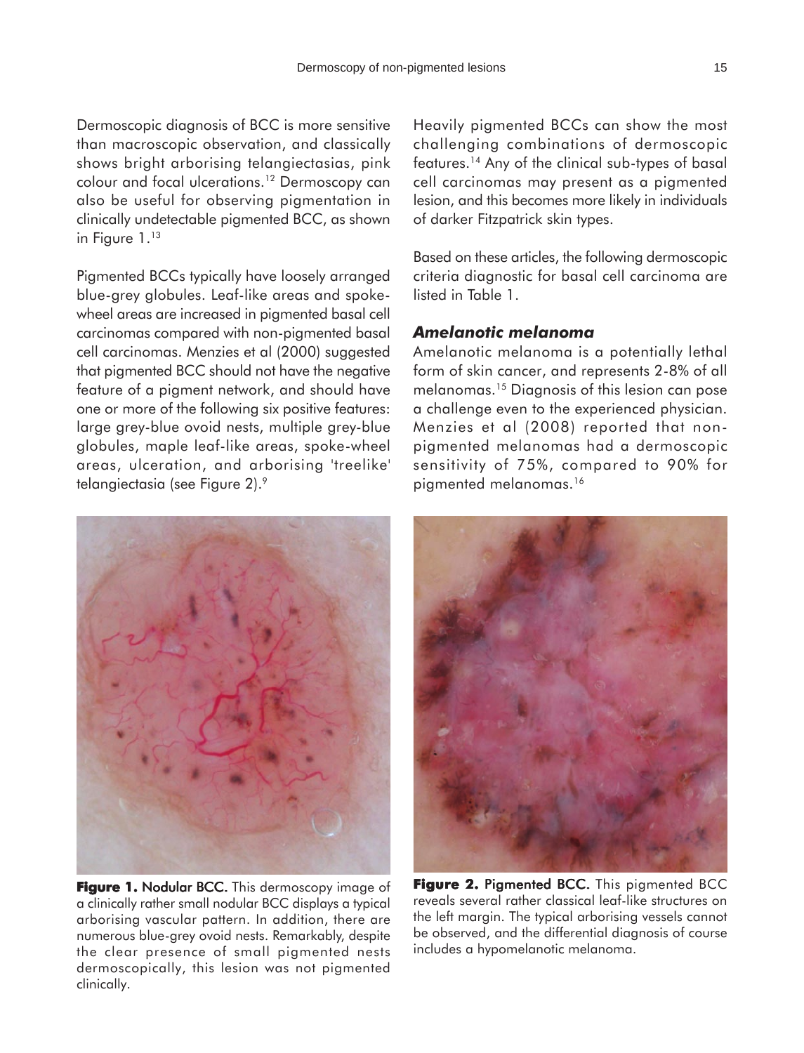Dermoscopic diagnosis of BCC is more sensitive than macroscopic observation, and classically shows bright arborising telangiectasias, pink colour and focal ulcerations.[12] Dermoscopy can also be useful for observing pigmentation in clinically undetectable pigmented BCC, as shown in Figure 1.[13]

Pigmented BCCs typically have loosely arranged blue-grey globules. Leaf-like areas and spoke-wheel areas are increased in pigmented basal cell carcinomas compared with non-pigmented basal cell carcinomas. Menzies et al (2000) suggested that pigmented BCC should not have the negative feature of a pigment network, and should have one or more of the following six positive features: large grey-blue ovoid nests, multiple grey-blue globules, maple leaf-like areas, spoke-wheel areas, ulceration, and arborising 'treelike' telangiectasia (see Figure 2).[9]

Heavily pigmented BCCs can show the most challenging combinations of dermoscopic features.[14] Any of the clinical sub-types of basal cell carcinomas may present as a pigmented lesion, and this becomes more likely in individuals of darker Fitzpatrick skin types.

Based on these articles, the following dermoscopic criteria diagnostic for basal cell carcinoma are listed in Table 1.

### *Amelanotic melanoma*

Amelanotic melanoma is a potentially lethal form of skin cancer, and represents 2-8% of all melanomas.[15] Diagnosis of this lesion can pose a challenge even to the experienced physician. Menzies et al (2008) reported that non-pigmented melanomas had a dermoscopic sensitivity of 75%, compared to 90% for pigmented melanomas.[16]

**Figure 1.** Nodular BCC. This dermoscopy image of a clinically rather small nodular BCC displays a typical arborising vascular pattern. In addition, there are numerous blue-grey ovoid nests. Remarkably, despite the clear presence of small pigmented nests dermoscopically, this lesion was not pigmented clinically.

**Figure 2.** Pigmented BCC. This pigmented BCC reveals several rather classical leaf-like structures on the left margin. The typical arborising vessels cannot be observed, and the differential diagnosis of course includes a hypomelanotic melanoma.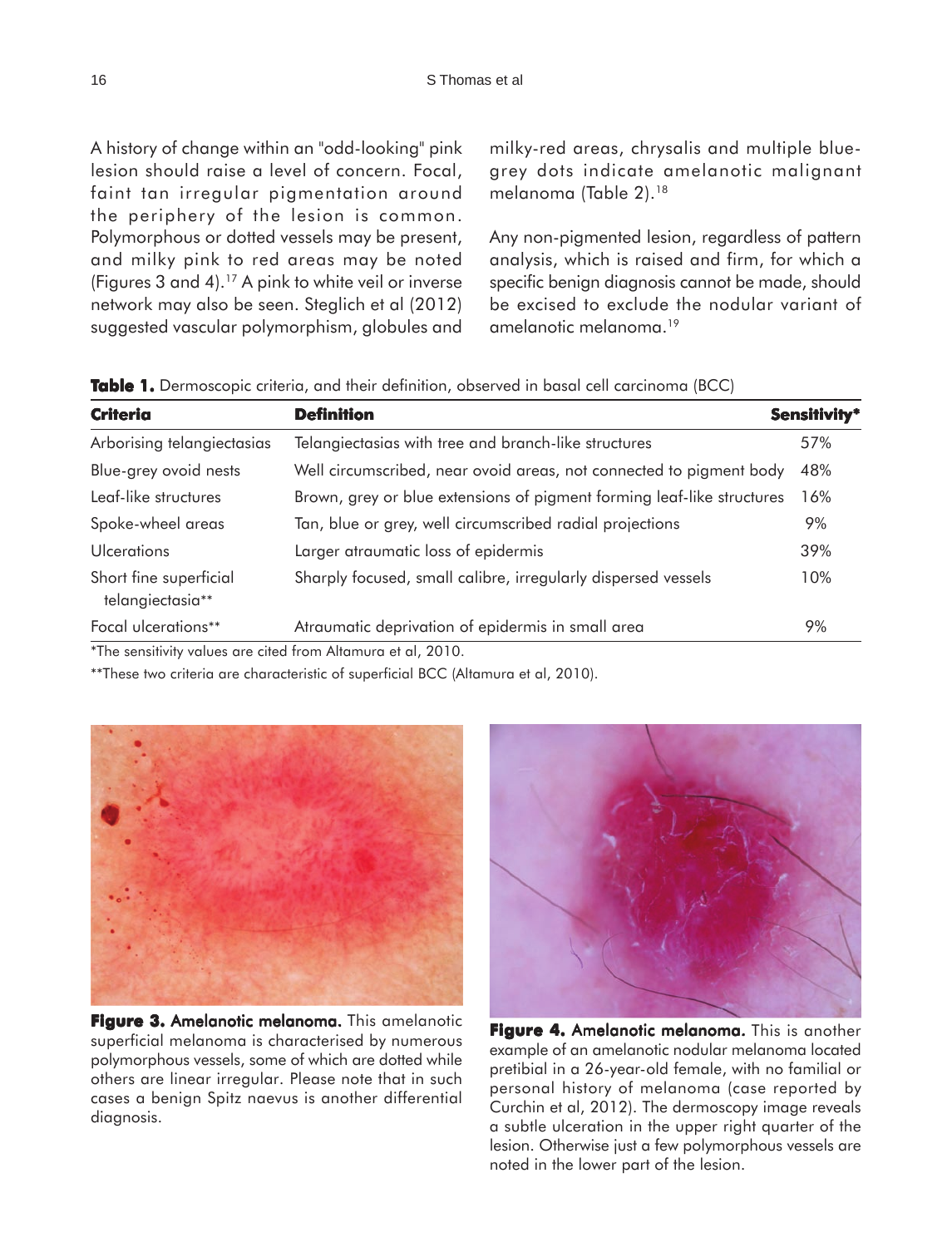A history of change within an "odd-looking" pink lesion should raise a level of concern. Focal, faint tan irregular pigmentation around the periphery of the lesion is common. Polymorphous or dotted vessels may be present, and milky pink to red areas may be noted (Figures 3 and 4).[17] A pink to white veil or inverse network may also be seen. Steglich et al (2012) suggested vascular polymorphism, globules and milky-red areas, chrysalis and multiple blue-grey dots indicate amelanotic malignant melanoma (Table 2).[18]

Any non-pigmented lesion, regardless of pattern analysis, which is raised and firm, for which a specific benign diagnosis cannot be made, should be excised to exclude the nodular variant of amelanotic melanoma.[19]

**Table 1.** Dermoscopic criteria, and their definition, observed in basal cell carcinoma (BCC)

| Criteria | Definition | Sensitivity* |
|---|---|---|
| Arborising telangiectasias | Telangiectasias with tree and branch-like structures | 57% |
| Blue-grey ovoid nests | Well circumscribed, near ovoid areas, not connected to pigment body | 48% |
| Leaf-like structures | Brown, grey or blue extensions of pigment forming leaf-like structures | 16% |
| Spoke-wheel areas | Tan, blue or grey, well circumscribed radial projections | 9% |
| Ulcerations | Larger atraumatic loss of epidermis | 39% |
| Short fine superficial telangiectasia** | Sharply focused, small calibre, irregularly dispersed vessels | 10% |
| Focal ulcerations** | Atraumatic deprivation of epidermis in small area | 9% |

*The sensitivity values are cited from Altamura et al, 2010.

**These two criteria are characteristic of superficial BCC (Altamura et al, 2010).

**Figure 3. Amelanotic melanoma.** This amelanotic superficial melanoma is characterised by numerous polymorphous vessels, some of which are dotted while others are linear irregular. Please note that in such cases a benign Spitz naevus is another differential diagnosis.

**Figure 4. Amelanotic melanoma.** This is another example of an amelanotic nodular melanoma located pretibial in a 26-year-old female, with no familial or personal history of melanoma (case reported by Curchin et al, 2012). The dermoscopy image reveals a subtle ulceration in the upper right quarter of the lesion. Otherwise just a few polymorphous vessels are noted in the lower part of the lesion.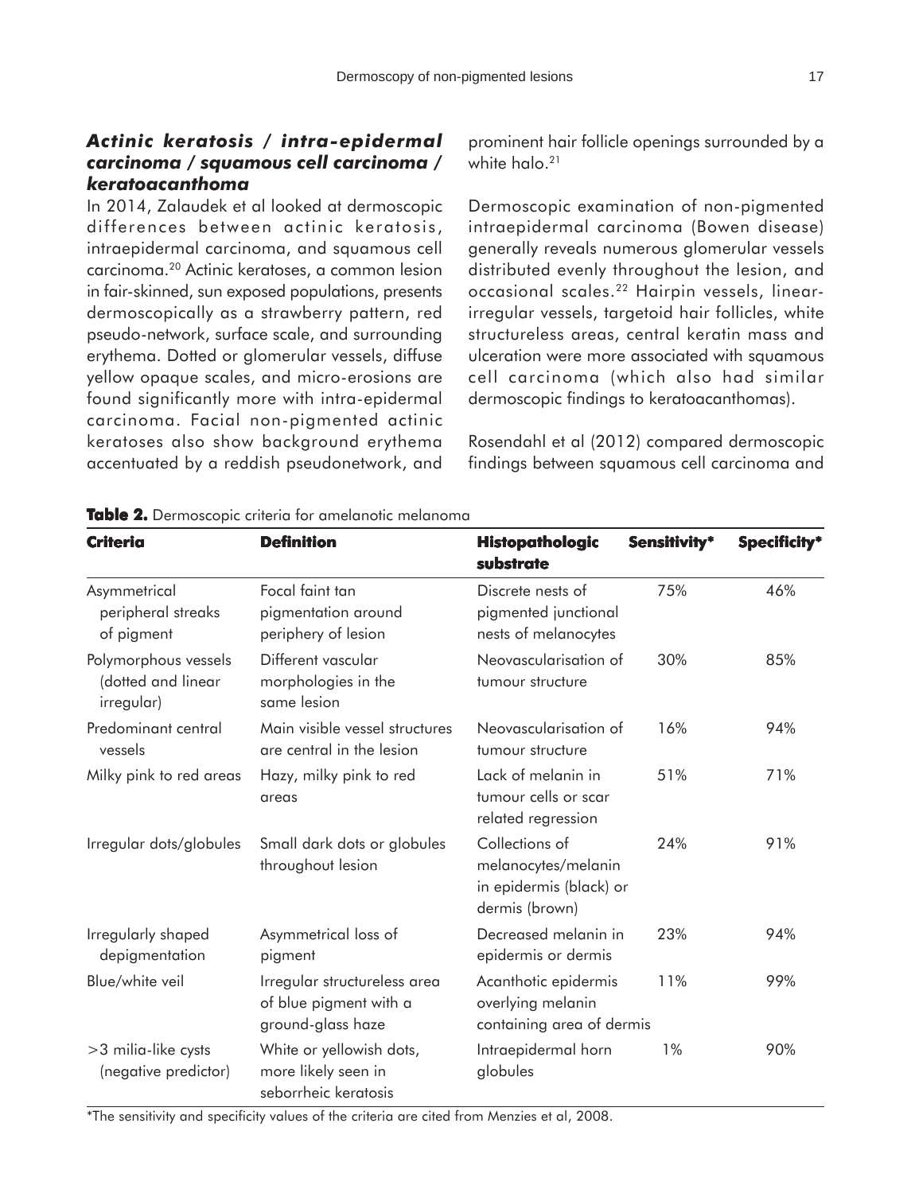### *Actinic keratosis / intra-epidermal carcinoma / squamous cell carcinoma / keratoacanthoma*

In 2014, Zalaudek et al looked at dermoscopic differences between actinic keratosis, intraepidermal carcinoma, and squamous cell carcinoma.[20] Actinic keratoses, a common lesion in fair-skinned, sun exposed populations, presents dermoscopically as a strawberry pattern, red pseudo-network, surface scale, and surrounding erythema. Dotted or glomerular vessels, diffuse yellow opaque scales, and micro-erosions are found significantly more with intra-epidermal carcinoma. Facial non-pigmented actinic keratoses also show background erythema accentuated by a reddish pseudonetwork, and prominent hair follicle openings surrounded by a white halo.[21]

Dermoscopic examination of non-pigmented intraepidermal carcinoma (Bowen disease) generally reveals numerous glomerular vessels distributed evenly throughout the lesion, and occasional scales.[22] Hairpin vessels, linear-irregular vessels, targetoid hair follicles, white structureless areas, central keratin mass and ulceration were more associated with squamous cell carcinoma (which also had similar dermoscopic findings to keratoacanthomas).

Rosendahl et al (2012) compared dermoscopic findings between squamous cell carcinoma and

**Table 2.** Dermoscopic criteria for amelanotic melanoma

| Criteria | Definition | Histopathologic substrate | Sensitivity* | Specificity* |
|---|---|---|---|---|
| Asymmetrical peripheral streaks of pigment | Focal faint tan pigmentation around periphery of lesion | Discrete nests of pigmented junctional nests of melanocytes | 75% | 46% |
| Polymorphous vessels (dotted and linear irregular) | Different vascular morphologies in the same lesion | Neovascularisation of tumour structure | 30% | 85% |
| Predominant central vessels | Main visible vessel structures are central in the lesion | Neovascularisation of tumour structure | 16% | 94% |
| Milky pink to red areas | Hazy, milky pink to red areas | Lack of melanin in tumour cells or scar related regression | 51% | 71% |
| Irregular dots/globules | Small dark dots or globules throughout lesion | Collections of melanocytes/melanin in epidermis (black) or dermis (brown) | 24% | 91% |
| Irregularly shaped depigmentation | Asymmetrical loss of pigment | Decreased melanin in epidermis or dermis | 23% | 94% |
| Blue/white veil | Irregular structureless area of blue pigment with a ground-glass haze | Acanthotic epidermis overlying melanin containing area of dermis | 11% | 99% |
| >3 milia-like cysts (negative predictor) | White or yellowish dots, more likely seen in seborrheic keratosis | Intraepidermal horn globules | 1% | 90% |

*The sensitivity and specificity values of the criteria are cited from Menzies et al, 2008.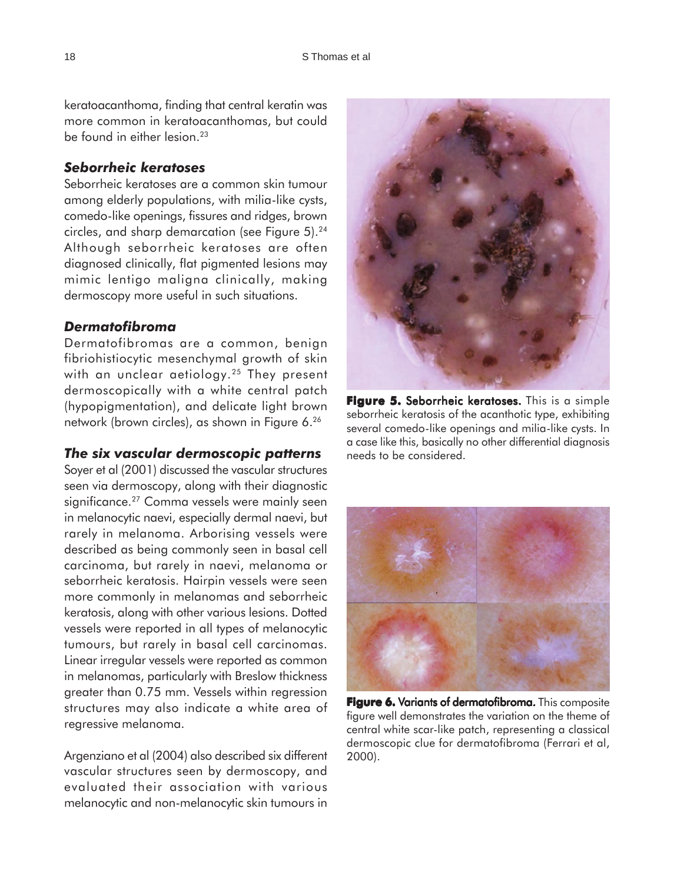keratoacanthoma, finding that central keratin was more common in keratoacanthomas, but could be found in either lesion.[23]

### *Seborrheic keratoses*

Seborrheic keratoses are a common skin tumour among elderly populations, with milia-like cysts, comedo-like openings, fissures and ridges, brown circles, and sharp demarcation (see Figure 5).[24] Although seborrheic keratoses are often diagnosed clinically, flat pigmented lesions may mimic lentigo maligna clinically, making dermoscopy more useful in such situations.

### *Dermatofibroma*

Dermatofibromas are a common, benign fibriohistiocytic mesenchymal growth of skin with an unclear aetiology.[25] They present dermoscopically with a white central patch (hypopigmentation), and delicate light brown network (brown circles), as shown in Figure 6.[26]

### *The six vascular dermoscopic patterns*

Soyer et al (2001) discussed the vascular structures seen via dermoscopy, along with their diagnostic significance.[27] Comma vessels were mainly seen in melanocytic naevi, especially dermal naevi, but rarely in melanoma. Arborising vessels were described as being commonly seen in basal cell carcinoma, but rarely in naevi, melanoma or seborrheic keratosis. Hairpin vessels were seen more commonly in melanomas and seborrheic keratosis, along with other various lesions. Dotted vessels were reported in all types of melanocytic tumours, but rarely in basal cell carcinomas. Linear irregular vessels were reported as common in melanomas, particularly with Breslow thickness greater than 0.75 mm. Vessels within regression structures may also indicate a white area of regressive melanoma.

Argenziano et al (2004) also described six different vascular structures seen by dermoscopy, and evaluated their association with various melanocytic and non-melanocytic skin tumours in

**Figure 5. Seborrheic keratoses.** This is a simple seborrheic keratosis of the acanthotic type, exhibiting several comedo-like openings and milia-like cysts. In a case like this, basically no other differential diagnosis needs to be considered.

**Figure 6. Variants of dermatofibroma.** This composite figure well demonstrates the variation on the theme of central white scar-like patch, representing a classical dermoscopic clue for dermatofibroma (Ferrari et al, 2000).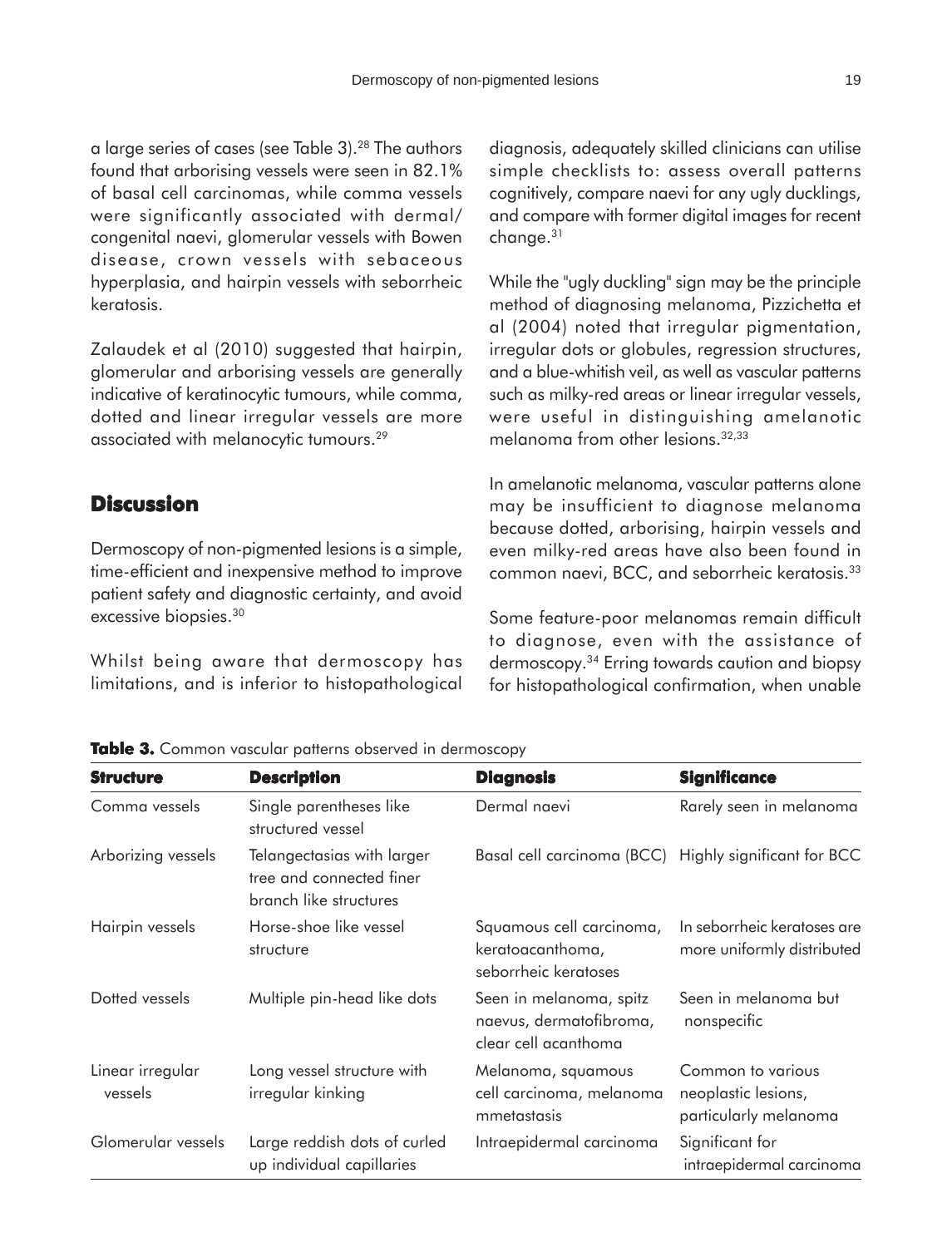a large series of cases (see Table 3).[28] The authors found that arborising vessels were seen in 82.1% of basal cell carcinomas, while comma vessels were significantly associated with dermal/ congenital naevi, glomerular vessels with Bowen disease, crown vessels with sebaceous hyperplasia, and hairpin vessels with seborrheic keratosis.

Zalaudek et al (2010) suggested that hairpin, glomerular and arborising vessels are generally indicative of keratinocytic tumours, while comma, dotted and linear irregular vessels are more associated with melanocytic tumours.[29]

## Discussion

Dermoscopy of non-pigmented lesions is a simple, time-efficient and inexpensive method to improve patient safety and diagnostic certainty, and avoid excessive biopsies.[30]

Whilst being aware that dermoscopy has limitations, and is inferior to histopathological diagnosis, adequately skilled clinicians can utilise simple checklists to: assess overall patterns cognitively, compare naevi for any ugly ducklings, and compare with former digital images for recent change.[31]

While the "ugly duckling" sign may be the principle method of diagnosing melanoma, Pizzichetta et al (2004) noted that irregular pigmentation, irregular dots or globules, regression structures, and a blue-whitish veil, as well as vascular patterns such as milky-red areas or linear irregular vessels, were useful in distinguishing amelanotic melanoma from other lesions.[32,33]

In amelanotic melanoma, vascular patterns alone may be insufficient to diagnose melanoma because dotted, arborising, hairpin vessels and even milky-red areas have also been found in common naevi, BCC, and seborrheic keratosis.[33]

Some feature-poor melanomas remain difficult to diagnose, even with the assistance of dermoscopy.[34] Erring towards caution and biopsy for histopathological confirmation, when unable

**Table 3.** Common vascular patterns observed in dermoscopy

| Structure | Description | Diagnosis | Significance |
|---|---|---|---|
| Comma vessels | Single parentheses like structured vessel | Dermal naevi | Rarely seen in melanoma |
| Arborizing vessels | Telangectasias with larger tree and connected finer branch like structures | Basal cell carcinoma (BCC) | Highly significant for BCC |
| Hairpin vessels | Horse-shoe like vessel structure | Squamous cell carcinoma, keratoacanthoma, seborrheic keratoses | In seborrheic keratoses are more uniformly distributed |
| Dotted vessels | Multiple pin-head like dots | Seen in melanoma, spitz naevus, dermatofibroma, clear cell acanthoma | Seen in melanoma but nonspecific |
| Linear irregular vessels | Long vessel structure with irregular kinking | Melanoma, squamous cell carcinoma, melanoma mmetastasis | Common to various neoplastic lesions, particularly melanoma |
| Glomerular vessels | Large reddish dots of curled up individual capillaries | Intraepidermal carcinoma | Significant for intraepidermal carcinoma |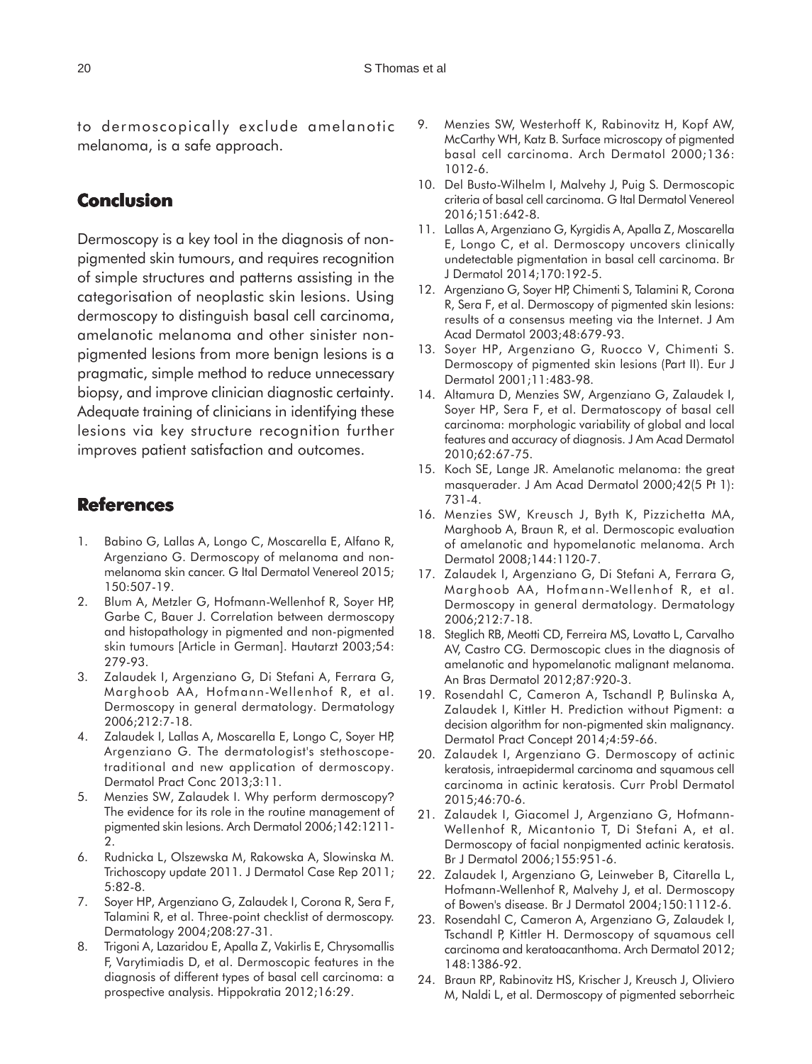to dermoscopically exclude amelanotic melanoma, is a safe approach.

## Conclusion

Dermoscopy is a key tool in the diagnosis of non-pigmented skin tumours, and requires recognition of simple structures and patterns assisting in the categorisation of neoplastic skin lesions. Using dermoscopy to distinguish basal cell carcinoma, amelanotic melanoma and other sinister non-pigmented lesions from more benign lesions is a pragmatic, simple method to reduce unnecessary biopsy, and improve clinician diagnostic certainty. Adequate training of clinicians in identifying these lesions via key structure recognition further improves patient satisfaction and outcomes.

## References

1. Babino G, Lallas A, Longo C, Moscarella E, Alfano R, Argenziano G. Dermoscopy of melanoma and non-melanoma skin cancer. G Ital Dermatol Venereol 2015; 150:507-19.
2. Blum A, Metzler G, Hofmann-Wellenhof R, Soyer HP, Garbe C, Bauer J. Correlation between dermoscopy and histopathology in pigmented and non-pigmented skin tumours [Article in German]. Hautarzt 2003;54: 279-93.
3. Zalaudek I, Argenziano G, Di Stefani A, Ferrara G, Marghoob AA, Hofmann-Wellenhof R, et al. Dermoscopy in general dermatology. Dermatology 2006;212:7-18.
4. Zalaudek I, Lallas A, Moscarella E, Longo C, Soyer HP, Argenziano G. The dermatologist's stethoscope-traditional and new application of dermoscopy. Dermatol Pract Conc 2013;3:11.
5. Menzies SW, Zalaudek I. Why perform dermoscopy? The evidence for its role in the routine management of pigmented skin lesions. Arch Dermatol 2006;142:1211-2.
6. Rudnicka L, Olszewska M, Rakowska A, Slowinska M. Trichoscopy update 2011. J Dermatol Case Rep 2011; 5:82-8.
7. Soyer HP, Argenziano G, Zalaudek I, Corona R, Sera F, Talamini R, et al. Three-point checklist of dermoscopy. Dermatology 2004;208:27-31.
8. Trigoni A, Lazaridou E, Apalla Z, Vakirlis E, Chrysomallis F, Varytimiadis D, et al. Dermoscopic features in the diagnosis of different types of basal cell carcinoma: a prospective analysis. Hippokratia 2012;16:29.
9. Menzies SW, Westerhoff K, Rabinovitz H, Kopf AW, McCarthy WH, Katz B. Surface microscopy of pigmented basal cell carcinoma. Arch Dermatol 2000;136: 1012-6.
10. Del Busto-Wilhelm I, Malvehy J, Puig S. Dermoscopic criteria of basal cell carcinoma. G Ital Dermatol Venereol 2016;151:642-8.
11. Lallas A, Argenziano G, Kyrgidis A, Apalla Z, Moscarella E, Longo C, et al. Dermoscopy uncovers clinically undetectable pigmentation in basal cell carcinoma. Br J Dermatol 2014;170:192-5.
12. Argenziano G, Soyer HP, Chimenti S, Talamini R, Corona R, Sera F, et al. Dermoscopy of pigmented skin lesions: results of a consensus meeting via the Internet. J Am Acad Dermatol 2003;48:679-93.
13. Soyer HP, Argenziano G, Ruocco V, Chimenti S. Dermoscopy of pigmented skin lesions (Part II). Eur J Dermatol 2001;11:483-98.
14. Altamura D, Menzies SW, Argenziano G, Zalaudek I, Soyer HP, Sera F, et al. Dermatoscopy of basal cell carcinoma: morphologic variability of global and local features and accuracy of diagnosis. J Am Acad Dermatol 2010;62:67-75.
15. Koch SE, Lange JR. Amelanotic melanoma: the great masquerader. J Am Acad Dermatol 2000;42(5 Pt 1): 731-4.
16. Menzies SW, Kreusch J, Byth K, Pizzichetta MA, Marghoob A, Braun R, et al. Dermoscopic evaluation of amelanotic and hypomelanotic melanoma. Arch Dermatol 2008;144:1120-7.
17. Zalaudek I, Argenziano G, Di Stefani A, Ferrara G, Marghoob AA, Hofmann-Wellenhof R, et al. Dermoscopy in general dermatology. Dermatology 2006;212:7-18.
18. Steglich RB, Meotti CD, Ferreira MS, Lovatto L, Carvalho AV, Castro CG. Dermoscopic clues in the diagnosis of amelanotic and hypomelanotic malignant melanoma. An Bras Dermatol 2012;87:920-3.
19. Rosendahl C, Cameron A, Tschandl P, Bulinska A, Zalaudek I, Kittler H. Prediction without Pigment: a decision algorithm for non-pigmented skin malignancy. Dermatol Pract Concept 2014;4:59-66.
20. Zalaudek I, Argenziano G. Dermoscopy of actinic keratosis, intraepidermal carcinoma and squamous cell carcinoma in actinic keratosis. Curr Probl Dermatol 2015;46:70-6.
21. Zalaudek I, Giacomel J, Argenziano G, Hofmann-Wellenhof R, Micantonio T, Di Stefani A, et al. Dermoscopy of facial nonpigmented actinic keratosis. Br J Dermatol 2006;155:951-6.
22. Zalaudek I, Argenziano G, Leinweber B, Citarella L, Hofmann-Wellenhof R, Malvehy J, et al. Dermoscopy of Bowen's disease. Br J Dermatol 2004;150:1112-6.
23. Rosendahl C, Cameron A, Argenziano G, Zalaudek I, Tschandl P, Kittler H. Dermoscopy of squamous cell carcinoma and keratoacanthoma. Arch Dermatol 2012; 148:1386-92.
24. Braun RP, Rabinovitz HS, Krischer J, Kreusch J, Oliviero M, Naldi L, et al. Dermoscopy of pigmented seborrheic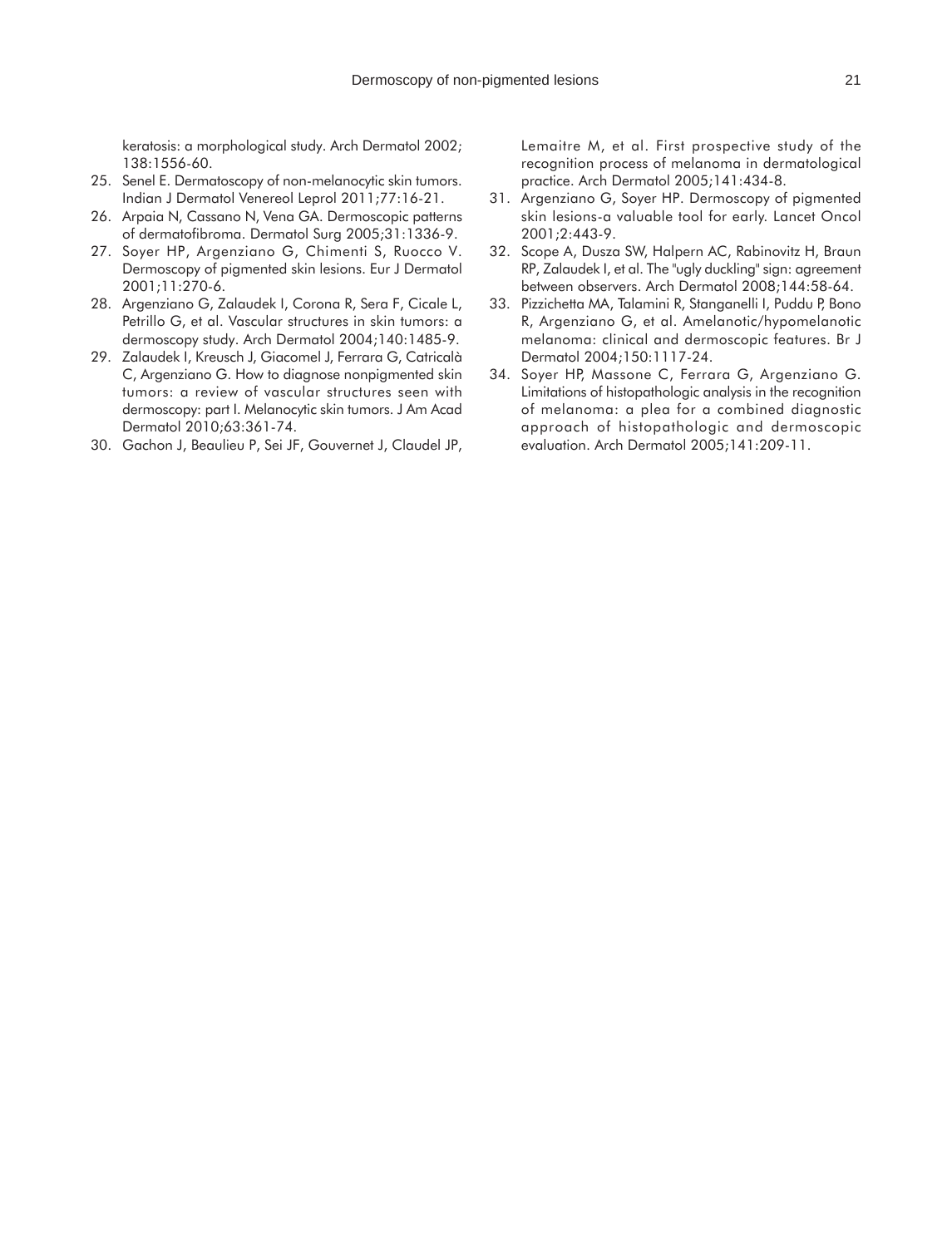keratosis: a morphological study. Arch Dermatol 2002; 138:1556-60.

25. Senel E. Dermatoscopy of non-melanocytic skin tumors. Indian J Dermatol Venereol Leprol 2011;77:16-21.
26. Arpaia N, Cassano N, Vena GA. Dermoscopic patterns of dermatofibroma. Dermatol Surg 2005;31:1336-9.
27. Soyer HP, Argenziano G, Chimenti S, Ruocco V. Dermoscopy of pigmented skin lesions. Eur J Dermatol 2001;11:270-6.
28. Argenziano G, Zalaudek I, Corona R, Sera F, Cicale L, Petrillo G, et al. Vascular structures in skin tumors: a dermoscopy study. Arch Dermatol 2004;140:1485-9.
29. Zalaudek I, Kreusch J, Giacomel J, Ferrara G, Catricalà C, Argenziano G. How to diagnose nonpigmented skin tumors: a review of vascular structures seen with dermoscopy: part I. Melanocytic skin tumors. J Am Acad Dermatol 2010;63:361-74.
30. Gachon J, Beaulieu P, Sei JF, Gouvernet J, Claudel JP, Lemaitre M, et al. First prospective study of the recognition process of melanoma in dermatological practice. Arch Dermatol 2005;141:434-8.
31. Argenziano G, Soyer HP. Dermoscopy of pigmented skin lesions-a valuable tool for early. Lancet Oncol 2001;2:443-9.
32. Scope A, Dusza SW, Halpern AC, Rabinovitz H, Braun RP, Zalaudek I, et al. The "ugly duckling" sign: agreement between observers. Arch Dermatol 2008;144:58-64.
33. Pizzichetta MA, Talamini R, Stanganelli I, Puddu P, Bono R, Argenziano G, et al. Amelanotic/hypomelanotic melanoma: clinical and dermoscopic features. Br J Dermatol 2004;150:1117-24.
34. Soyer HP, Massone C, Ferrara G, Argenziano G. Limitations of histopathologic analysis in the recognition of melanoma: a plea for a combined diagnostic approach of histopathologic and dermoscopic evaluation. Arch Dermatol 2005;141:209-11.